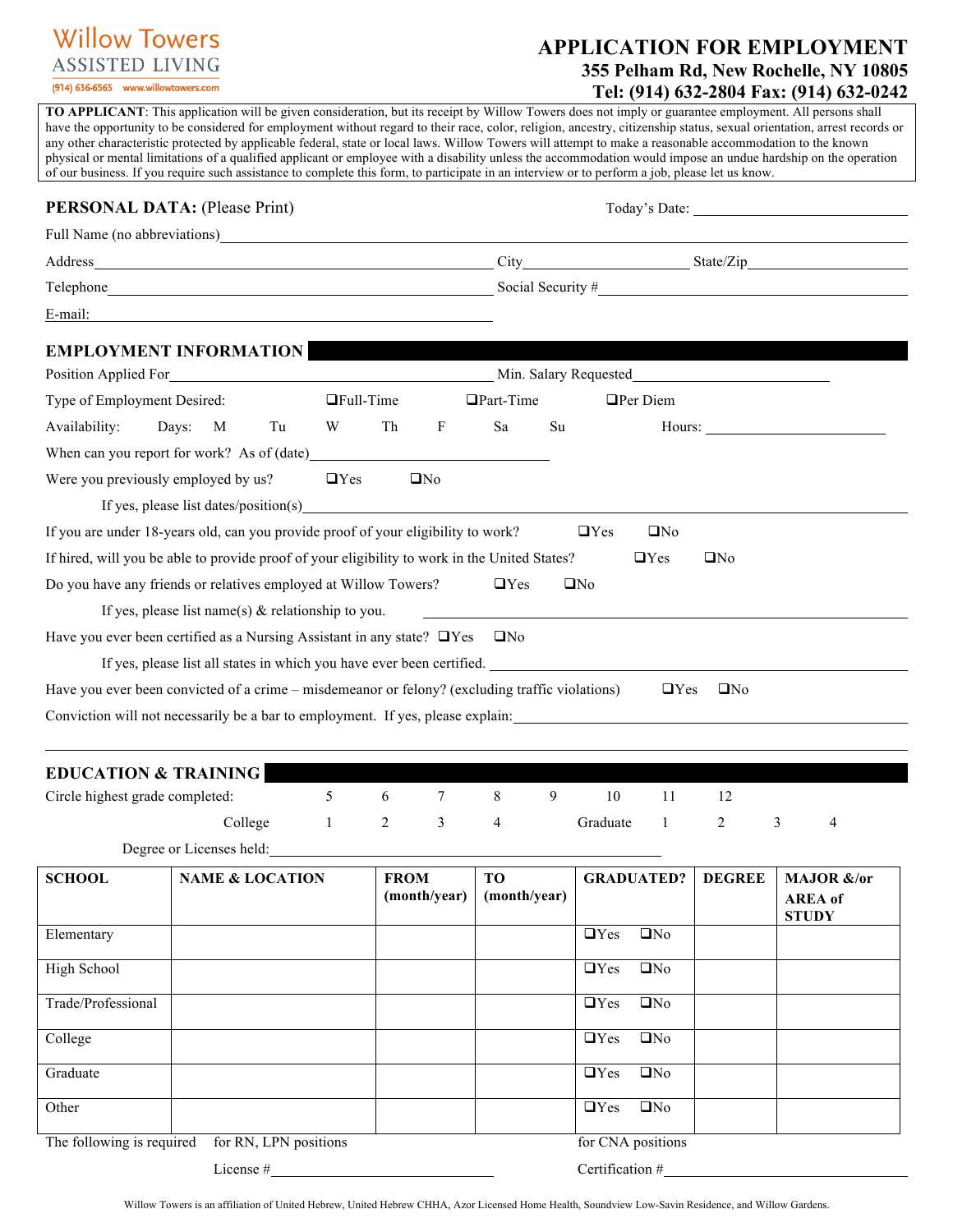Willow Towers
ASSISTED LIVING
(914) 636-6565 www.willowtowers.com

# APPLICATION FOR EMPLOYMENT

**355 Pelham Rd, New Rochelle, NY 10805**
**Tel: (914) 632-2804 Fax: (914) 632-0242**

**TO APPLICANT**: This application will be given consideration, but its receipt by Willow Towers does not imply or guarantee employment. All persons shall have the opportunity to be considered for employment without regard to their race, color, religion, ancestry, citizenship status, sexual orientation, arrest records or any other characteristic protected by applicable federal, state or local laws. Willow Towers will attempt to make a reasonable accommodation to the known physical or mental limitations of a qualified applicant or employee with a disability unless the accommodation would impose an undue hardship on the operation of our business. If you require such assistance to complete this form, to participate in an interview or to perform a job, please let us know.

## PERSONAL DATA: (Please Print)

Today's Date: ______________________

Full Name (no abbreviations) ______________________

Address ______________________ City ______________________ State/Zip ______________________

Telephone ______________________ Social Security # ______________________

E-mail: ______________________

## EMPLOYMENT INFORMATION

Position Applied For ______________________ Min. Salary Requested ______________________

Type of Employment Desired: ❑Full-Time ❑Part-Time ❑Per Diem

Availability: Days: M Tu W Th F Sa Su Hours: ______________________

When can you report for work? As of (date) ______________________

Were you previously employed by us? ❑Yes ❑No

If yes, please list dates/position(s) ______________________

If you are under 18-years old, can you provide proof of your eligibility to work? ❑Yes ❑No

If hired, will you be able to provide proof of your eligibility to work in the United States? ❑Yes ❑No

Do you have any friends or relatives employed at Willow Towers? ❑Yes ❑No

If yes, please list name(s) & relationship to you. ______________________

Have you ever been certified as a Nursing Assistant in any state? ❑Yes ❑No

If yes, please list all states in which you have ever been certified. ______________________

Have you ever been convicted of a crime – misdemeanor or felony? (excluding traffic violations) ❑Yes ❑No

Conviction will not necessarily be a bar to employment. If yes, please explain: ______________________

## EDUCATION & TRAINING

Circle highest grade completed: 5 6 7 8 9 10 11 12

College 1 2 3 4 Graduate 1 2 3 4

Degree or Licenses held: ______________________

| SCHOOL | NAME & LOCATION | FROM (month/year) | TO (month/year) | GRADUATED? | DEGREE | MAJOR &/or AREA of STUDY |
|---|---|---|---|---|---|---|
| Elementary | | | | ❑Yes ❑No | | |
| High School | | | | ❑Yes ❑No | | |
| Trade/Professional | | | | ❑Yes ❑No | | |
| College | | | | ❑Yes ❑No | | |
| Graduate | | | | ❑Yes ❑No | | |
| Other | | | | ❑Yes ❑No | | |

The following is required for RN, LPN positions for CNA positions

License # ______________________ Certification # ______________________

Willow Towers is an affiliation of United Hebrew, United Hebrew CHHA, Azor Licensed Home Health, Soundview Low-Savin Residence, and Willow Gardens.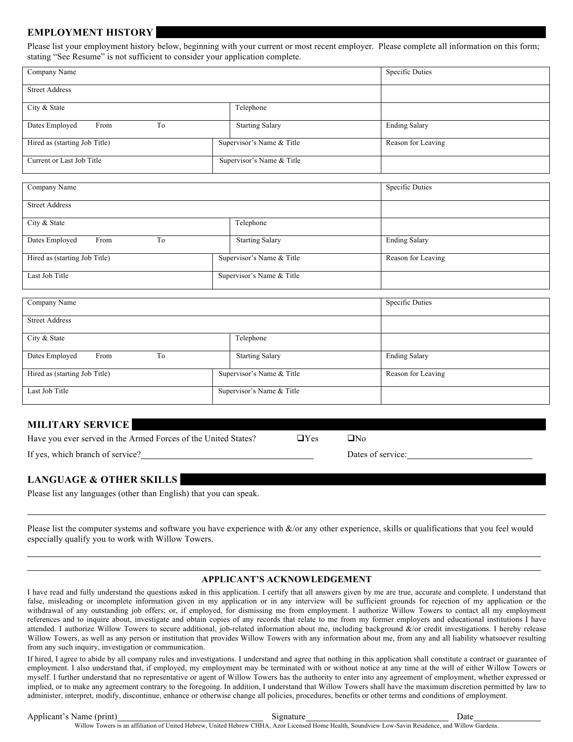## EMPLOYMENT HISTORY

Please list your employment history below, beginning with your current or most recent employer. Please complete all information on this form; stating "See Resume" is not sufficient to consider your application complete.

| | | |
|---|---|---|
| Company Name | | Specific Duties |
| Street Address | | |
| City & State | Telephone | |
| Dates Employed From To | Starting Salary | Ending Salary |
| Hired as (starting Job Title) | Supervisor's Name & Title | Reason for Leaving |
| Current or Last Job Title | Supervisor's Name & Title | |

| | | |
|---|---|---|
| Company Name | | Specific Duties |
| Street Address | | |
| City & State | Telephone | |
| Dates Employed From To | Starting Salary | Ending Salary |
| Hired as (starting Job Title) | Supervisor's Name & Title | Reason for Leaving |
| Last Job Title | Supervisor's Name & Title | |

| | | |
|---|---|---|
| Company Name | | Specific Duties |
| Street Address | | |
| City & State | Telephone | |
| Dates Employed From To | Starting Salary | Ending Salary |
| Hired as (starting Job Title) | Supervisor's Name & Title | Reason for Leaving |
| Last Job Title | Supervisor's Name & Title | |

## MILITARY SERVICE

Have you ever served in the Armed Forces of the United States? ☐Yes ☐No

If yes, which branch of service?\_\_\_\_\_\_\_\_\_\_\_\_\_\_\_\_\_\_\_\_ Dates of service:\_\_\_\_\_\_\_\_\_\_\_\_\_\_\_\_\_\_\_\_

## LANGUAGE & OTHER SKILLS

Please list any languages (other than English) that you can speak.

\_\_\_\_\_\_\_\_\_\_\_\_\_\_\_\_\_\_\_\_\_\_\_\_\_\_\_\_\_\_\_\_\_\_\_\_\_\_\_\_

Please list the computer systems and software you have experience with &/or any other experience, skills or qualifications that you feel would especially qualify you to work with Willow Towers.

\_\_\_\_\_\_\_\_\_\_\_\_\_\_\_\_\_\_\_\_\_\_\_\_\_\_\_\_\_\_\_\_\_\_\_\_\_\_\_\_

\_\_\_\_\_\_\_\_\_\_\_\_\_\_\_\_\_\_\_\_\_\_\_\_\_\_\_\_\_\_\_\_\_\_\_\_\_\_\_\_

### APPLICANT'S ACKNOWLEDGEMENT

I have read and fully understand the questions asked in this application. I certify that all answers given by me are true, accurate and complete. I understand that false, misleading or incomplete information given in my application or in any interview will be sufficient grounds for rejection of my application or the withdrawal of any outstanding job offers; or, if employed, for dismissing me from employment. I authorize Willow Towers to contact all my employment references and to inquire about, investigate and obtain copies of any records that relate to me from my former employers and educational institutions I have attended. I authorize Willow Towers to secure additional, job-related information about me, including background &/or credit investigations. I hereby release Willow Towers, as well as any person or institution that provides Willow Towers with any information about me, from any and all liability whatsoever resulting from any such inquiry, investigation or communication.

If hired, I agree to abide by all company rules and investigations. I understand and agree that nothing in this application shall constitute a contract or guarantee of employment. I also understand that, if employed, my employment may be terminated with or without notice at any time at the will of either Willow Towers or myself. I further understand that no representative or agent of Willow Towers has the authority to enter into any agreement of employment, whether expressed or implied, or to make any agreement contrary to the foregoing. In addition, I understand that Willow Towers shall have the maximum discretion permitted by law to administer, interpret, modify, discontinue, enhance or otherwise change all policies, procedures, benefits or other terms and conditions of employment.

Applicant's Name (print)\_\_\_\_\_\_\_\_\_\_\_\_\_\_\_\_\_\_\_\_ Signature\_\_\_\_\_\_\_\_\_\_\_\_\_\_\_\_\_\_\_\_ Date\_\_\_\_\_\_\_\_\_\_

Willow Towers is an affiliation of United Hebrew, United Hebrew CHHA, Azor Licensed Home Health, Soundview Low-Savin Residence, and Willow Gardens.